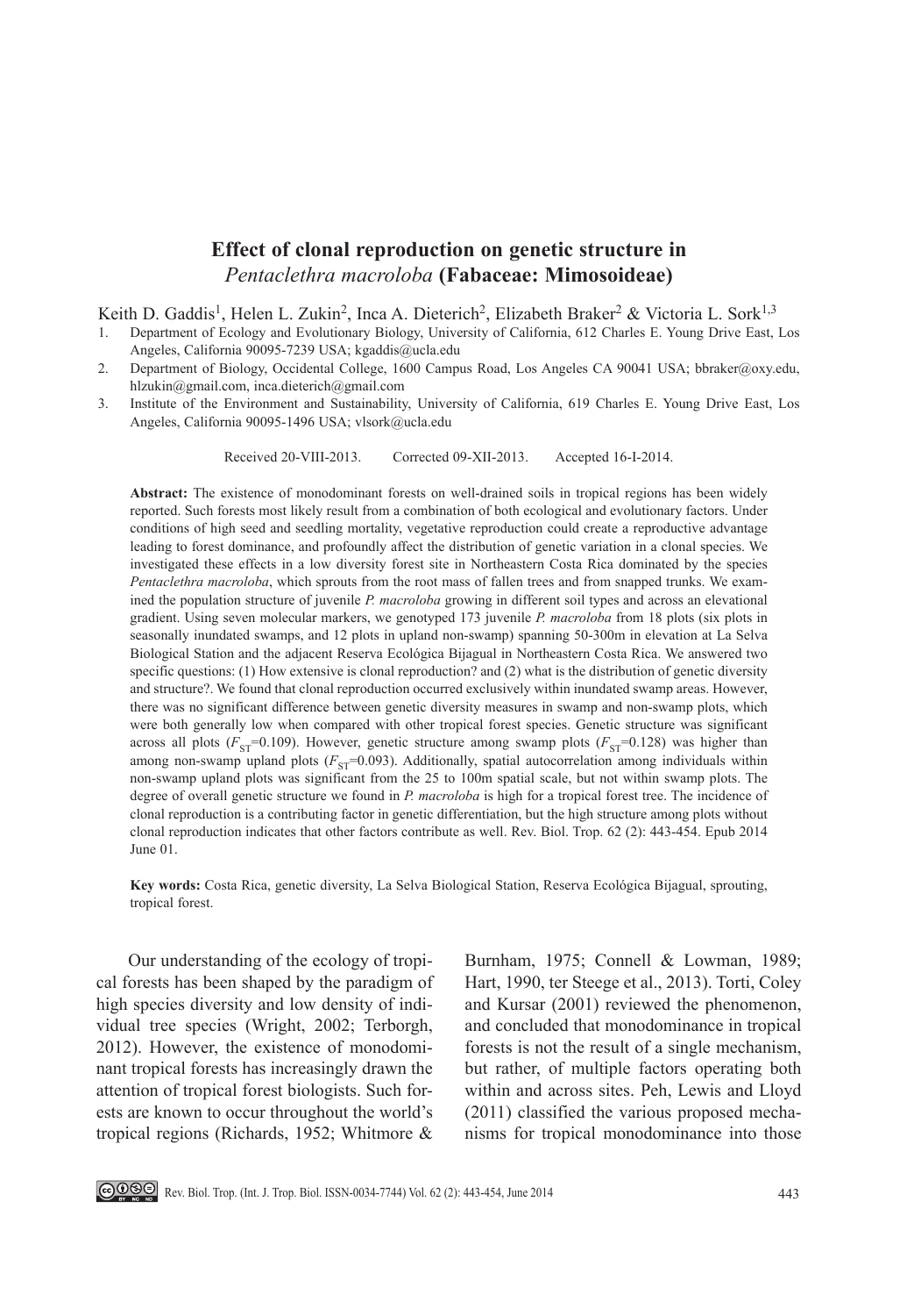# Effect of clonal reproduction on genetic structure in *Pentaclethra macroloba* (Fabaceae: Mimosoideae)

Keith D. Gaddis[1], Helen L. Zukin[2], Inca A. Dieterich[2], Elizabeth Braker[2] & Victoria L. Sork[1,3]

1. Department of Ecology and Evolutionary Biology, University of California, 612 Charles E. Young Drive East, Los Angeles, California 90095-7239 USA; kgaddis@ucla.edu
2. Department of Biology, Occidental College, 1600 Campus Road, Los Angeles CA 90041 USA; bbraker@oxy.edu, hlzukin@gmail.com, inca.dieterich@gmail.com
3. Institute of the Environment and Sustainability, University of California, 619 Charles E. Young Drive East, Los Angeles, California 90095-1496 USA; vlsork@ucla.edu

Received 20-VIII-2013. Corrected 09-XII-2013. Accepted 16-I-2014.

**Abstract:** The existence of monodominant forests on well-drained soils in tropical regions has been widely reported. Such forests most likely result from a combination of both ecological and evolutionary factors. Under conditions of high seed and seedling mortality, vegetative reproduction could create a reproductive advantage leading to forest dominance, and profoundly affect the distribution of genetic variation in a clonal species. We investigated these effects in a low diversity forest site in Northeastern Costa Rica dominated by the species *Pentaclethra macroloba*, which sprouts from the root mass of fallen trees and from snapped trunks. We examined the population structure of juvenile *P. macroloba* growing in different soil types and across an elevational gradient. Using seven molecular markers, we genotyped 173 juvenile *P. macroloba* from 18 plots (six plots in seasonally inundated swamps, and 12 plots in upland non-swamp) spanning 50-300m in elevation at La Selva Biological Station and the adjacent Reserva Ecológica Bijagual in Northeastern Costa Rica. We answered two specific questions: (1) How extensive is clonal reproduction? and (2) what is the distribution of genetic diversity and structure?. We found that clonal reproduction occurred exclusively within inundated swamp areas. However, there was no significant difference between genetic diversity measures in swamp and non-swamp plots, which were both generally low when compared with other tropical forest species. Genetic structure was significant across all plots ($F_{ST}$=0.109). However, genetic structure among swamp plots ($F_{ST}$=0.128) was higher than among non-swamp upland plots ($F_{ST}$=0.093). Additionally, spatial autocorrelation among individuals within non-swamp upland plots was significant from the 25 to 100m spatial scale, but not within swamp plots. The degree of overall genetic structure we found in *P. macroloba* is high for a tropical forest tree. The incidence of clonal reproduction is a contributing factor in genetic differentiation, but the high structure among plots without clonal reproduction indicates that other factors contribute as well. Rev. Biol. Trop. 62 (2): 443-454. Epub 2014 June 01.

**Key words:** Costa Rica, genetic diversity, La Selva Biological Station, Reserva Ecológica Bijagual, sprouting, tropical forest.

Our understanding of the ecology of tropical forests has been shaped by the paradigm of high species diversity and low density of individual tree species (Wright, 2002; Terborgh, 2012). However, the existence of monodominant tropical forests has increasingly drawn the attention of tropical forest biologists. Such forests are known to occur throughout the world's tropical regions (Richards, 1952; Whitmore & Burnham, 1975; Connell & Lowman, 1989; Hart, 1990, ter Steege et al., 2013). Torti, Coley and Kursar (2001) reviewed the phenomenon, and concluded that monodominance in tropical forests is not the result of a single mechanism, but rather, of multiple factors operating both within and across sites. Peh, Lewis and Lloyd (2011) classified the various proposed mechanisms for tropical monodominance into those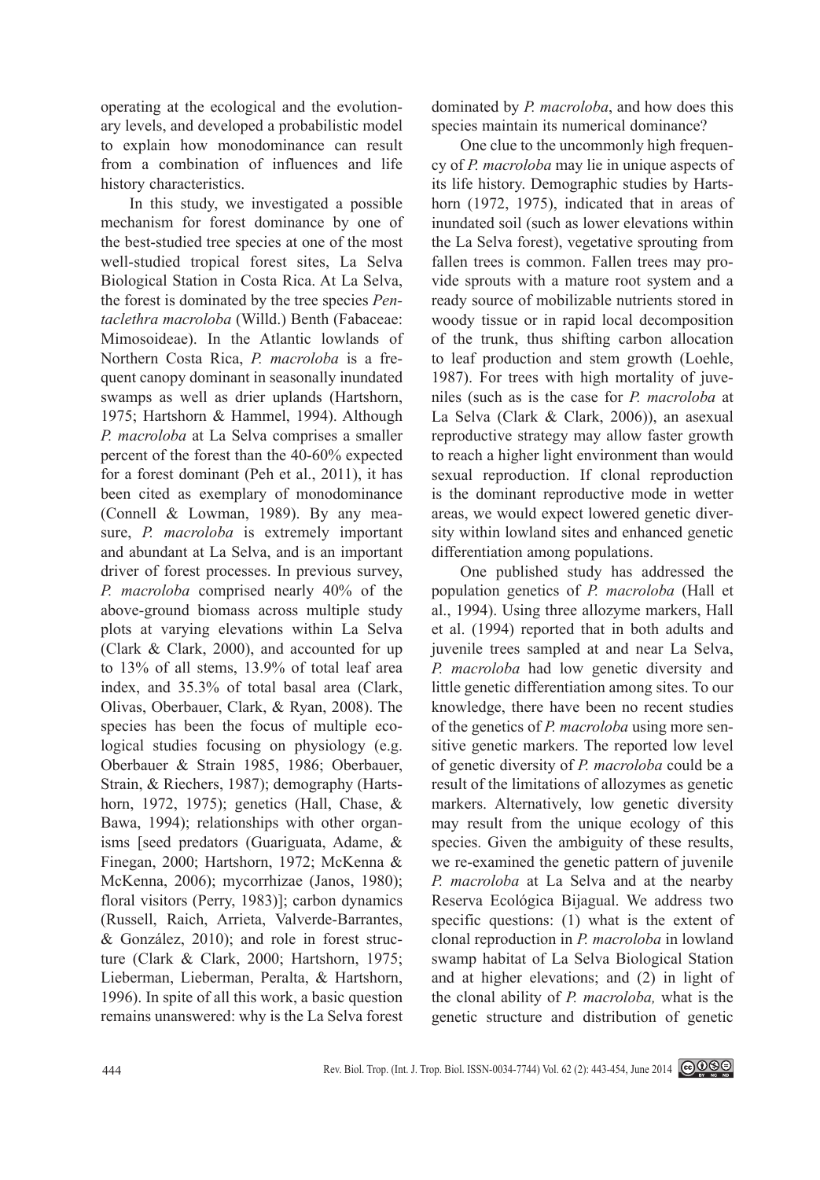operating at the ecological and the evolutionary levels, and developed a probabilistic model to explain how monodominance can result from a combination of influences and life history characteristics.

In this study, we investigated a possible mechanism for forest dominance by one of the best-studied tree species at one of the most well-studied tropical forest sites, La Selva Biological Station in Costa Rica. At La Selva, the forest is dominated by the tree species *Pentaclethra macroloba* (Willd.) Benth (Fabaceae: Mimosoideae). In the Atlantic lowlands of Northern Costa Rica, *P. macroloba* is a frequent canopy dominant in seasonally inundated swamps as well as drier uplands (Hartshorn, 1975; Hartshorn & Hammel, 1994). Although *P. macroloba* at La Selva comprises a smaller percent of the forest than the 40-60% expected for a forest dominant (Peh et al., 2011), it has been cited as exemplary of monodominance (Connell & Lowman, 1989). By any measure, *P. macroloba* is extremely important and abundant at La Selva, and is an important driver of forest processes. In previous survey, *P. macroloba* comprised nearly 40% of the above-ground biomass across multiple study plots at varying elevations within La Selva (Clark & Clark, 2000), and accounted for up to 13% of all stems, 13.9% of total leaf area index, and 35.3% of total basal area (Clark, Olivas, Oberbauer, Clark, & Ryan, 2008). The species has been the focus of multiple ecological studies focusing on physiology (e.g. Oberbauer & Strain 1985, 1986; Oberbauer, Strain, & Riechers, 1987); demography (Hartshorn, 1972, 1975); genetics (Hall, Chase, & Bawa, 1994); relationships with other organisms [seed predators (Guariguata, Adame, & Finegan, 2000; Hartshorn, 1972; McKenna & McKenna, 2006); mycorrhizae (Janos, 1980); floral visitors (Perry, 1983)]; carbon dynamics (Russell, Raich, Arrieta, Valverde-Barrantes, & González, 2010); and role in forest structure (Clark & Clark, 2000; Hartshorn, 1975; Lieberman, Lieberman, Peralta, & Hartshorn, 1996). In spite of all this work, a basic question remains unanswered: why is the La Selva forest dominated by *P. macroloba*, and how does this species maintain its numerical dominance?

One clue to the uncommonly high frequency of *P. macroloba* may lie in unique aspects of its life history. Demographic studies by Hartshorn (1972, 1975), indicated that in areas of inundated soil (such as lower elevations within the La Selva forest), vegetative sprouting from fallen trees is common. Fallen trees may provide sprouts with a mature root system and a ready source of mobilizable nutrients stored in woody tissue or in rapid local decomposition of the trunk, thus shifting carbon allocation to leaf production and stem growth (Loehle, 1987). For trees with high mortality of juveniles (such as is the case for *P. macroloba* at La Selva (Clark & Clark, 2006)), an asexual reproductive strategy may allow faster growth to reach a higher light environment than would sexual reproduction. If clonal reproduction is the dominant reproductive mode in wetter areas, we would expect lowered genetic diversity within lowland sites and enhanced genetic differentiation among populations.

One published study has addressed the population genetics of *P. macroloba* (Hall et al., 1994). Using three allozyme markers, Hall et al. (1994) reported that in both adults and juvenile trees sampled at and near La Selva, *P. macroloba* had low genetic diversity and little genetic differentiation among sites. To our knowledge, there have been no recent studies of the genetics of *P. macroloba* using more sensitive genetic markers. The reported low level of genetic diversity of *P. macroloba* could be a result of the limitations of allozymes as genetic markers. Alternatively, low genetic diversity may result from the unique ecology of this species. Given the ambiguity of these results, we re-examined the genetic pattern of juvenile *P. macroloba* at La Selva and at the nearby Reserva Ecológica Bijagual. We address two specific questions: (1) what is the extent of clonal reproduction in *P. macroloba* in lowland swamp habitat of La Selva Biological Station and at higher elevations; and (2) in light of the clonal ability of *P. macroloba,* what is the genetic structure and distribution of genetic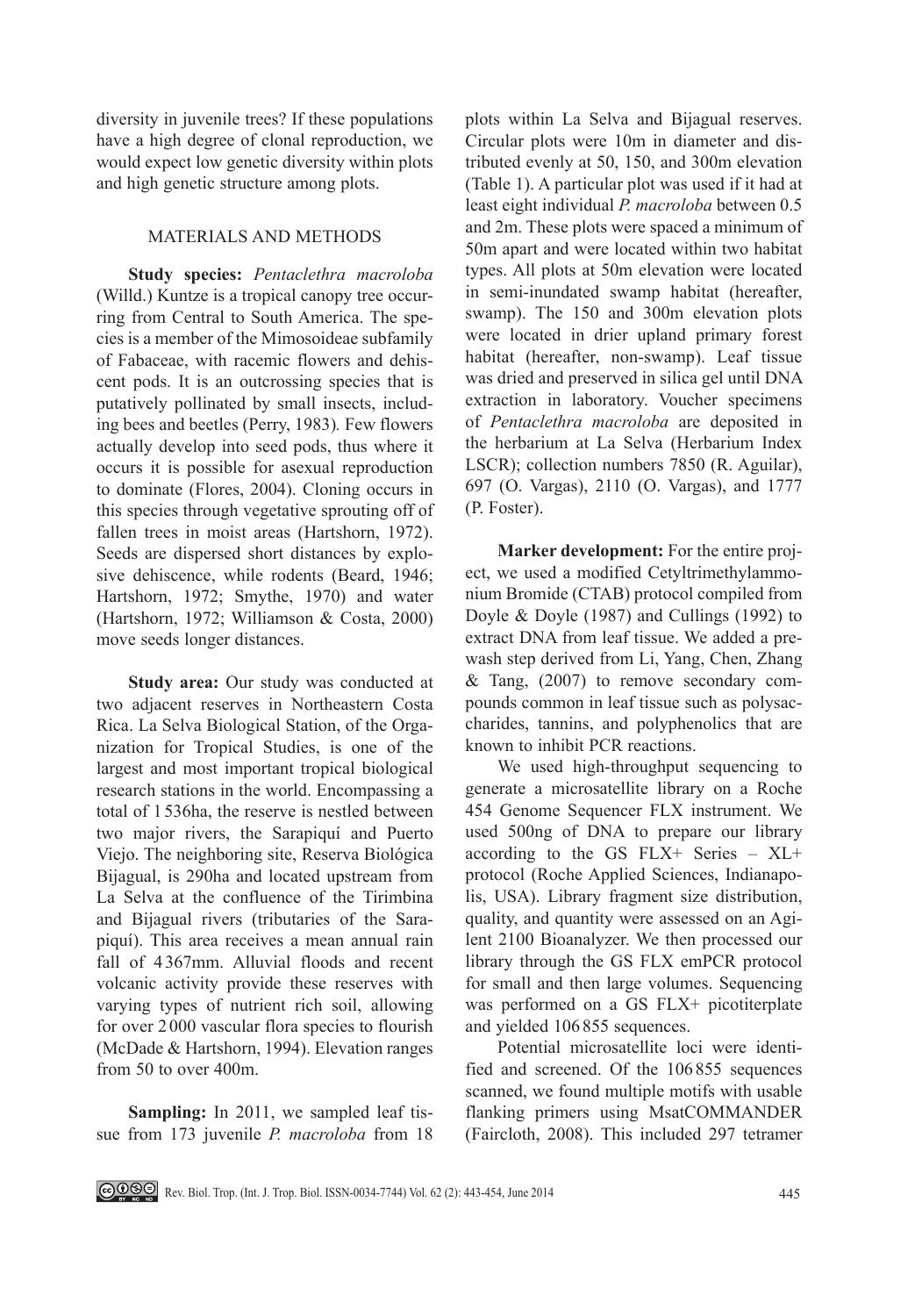diversity in juvenile trees? If these populations have a high degree of clonal reproduction, we would expect low genetic diversity within plots and high genetic structure among plots.

## MATERIALS AND METHODS

**Study species:** *Pentaclethra macroloba* (Willd.) Kuntze is a tropical canopy tree occurring from Central to South America. The species is a member of the Mimosoideae subfamily of Fabaceae, with racemic flowers and dehiscent pods. It is an outcrossing species that is putatively pollinated by small insects, including bees and beetles (Perry, 1983). Few flowers actually develop into seed pods, thus where it occurs it is possible for asexual reproduction to dominate (Flores, 2004). Cloning occurs in this species through vegetative sprouting off of fallen trees in moist areas (Hartshorn, 1972). Seeds are dispersed short distances by explosive dehiscence, while rodents (Beard, 1946; Hartshorn, 1972; Smythe, 1970) and water (Hartshorn, 1972; Williamson & Costa, 2000) move seeds longer distances.

**Study area:** Our study was conducted at two adjacent reserves in Northeastern Costa Rica. La Selva Biological Station, of the Organization for Tropical Studies, is one of the largest and most important tropical biological research stations in the world. Encompassing a total of 1 536ha, the reserve is nestled between two major rivers, the Sarapiquí and Puerto Viejo. The neighboring site, Reserva Biológica Bijagual, is 290ha and located upstream from La Selva at the confluence of the Tirimbina and Bijagual rivers (tributaries of the Sarapiquí). This area receives a mean annual rain fall of 4 367mm. Alluvial floods and recent volcanic activity provide these reserves with varying types of nutrient rich soil, allowing for over 2 000 vascular flora species to flourish (McDade & Hartshorn, 1994). Elevation ranges from 50 to over 400m.

**Sampling:** In 2011, we sampled leaf tissue from 173 juvenile *P. macroloba* from 18 plots within La Selva and Bijagual reserves. Circular plots were 10m in diameter and distributed evenly at 50, 150, and 300m elevation (Table 1). A particular plot was used if it had at least eight individual *P. macroloba* between 0.5 and 2m. These plots were spaced a minimum of 50m apart and were located within two habitat types. All plots at 50m elevation were located in semi-inundated swamp habitat (hereafter, swamp). The 150 and 300m elevation plots were located in drier upland primary forest habitat (hereafter, non-swamp). Leaf tissue was dried and preserved in silica gel until DNA extraction in laboratory. Voucher specimens of *Pentaclethra macroloba* are deposited in the herbarium at La Selva (Herbarium Index LSCR); collection numbers 7850 (R. Aguilar), 697 (O. Vargas), 2110 (O. Vargas), and 1777 (P. Foster).

**Marker development:** For the entire project, we used a modified Cetyltrimethylammonium Bromide (CTAB) protocol compiled from Doyle & Doyle (1987) and Cullings (1992) to extract DNA from leaf tissue. We added a prewash step derived from Li, Yang, Chen, Zhang & Tang, (2007) to remove secondary compounds common in leaf tissue such as polysaccharides, tannins, and polyphenolics that are known to inhibit PCR reactions.

We used high-throughput sequencing to generate a microsatellite library on a Roche 454 Genome Sequencer FLX instrument. We used 500ng of DNA to prepare our library according to the GS FLX+ Series – XL+ protocol (Roche Applied Sciences, Indianapolis, USA). Library fragment size distribution, quality, and quantity were assessed on an Agilent 2100 Bioanalyzer. We then processed our library through the GS FLX emPCR protocol for small and then large volumes. Sequencing was performed on a GS FLX+ picotiterplate and yielded 106 855 sequences.

Potential microsatellite loci were identified and screened. Of the 106 855 sequences scanned, we found multiple motifs with usable flanking primers using MsatCOMMANDER (Faircloth, 2008). This included 297 tetramer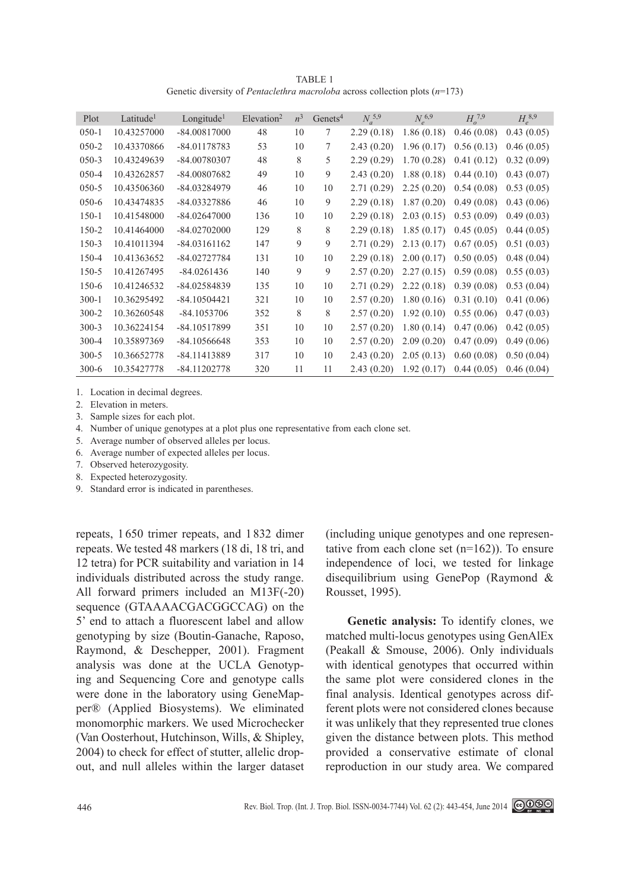TABLE 1
Genetic diversity of *Pentaclethra macroloba* across collection plots ($n$=173)

| Plot | Latitude[1] | Longitude[1] | Elevation[2] | $n$[3] | Genets[4] | $N_a$[5,9] | $N_e$[6,9] | $H_o$[7,9] | $H_e$[8,9] |
|---|---|---|---|---|---|---|---|---|---|
| 050-1 | 10.43257000 | -84.00817000 | 48 | 10 | 7 | 2.29 (0.18) | 1.86 (0.18) | 0.46 (0.08) | 0.43 (0.05) |
| 050-2 | 10.43370866 | -84.01178783 | 53 | 10 | 7 | 2.43 (0.20) | 1.96 (0.17) | 0.56 (0.13) | 0.46 (0.05) |
| 050-3 | 10.43249639 | -84.00780307 | 48 | 8 | 5 | 2.29 (0.29) | 1.70 (0.28) | 0.41 (0.12) | 0.32 (0.09) |
| 050-4 | 10.43262857 | -84.00807682 | 49 | 10 | 9 | 2.43 (0.20) | 1.88 (0.18) | 0.44 (0.10) | 0.43 (0.07) |
| 050-5 | 10.43506360 | -84.03284979 | 46 | 10 | 10 | 2.71 (0.29) | 2.25 (0.20) | 0.54 (0.08) | 0.53 (0.05) |
| 050-6 | 10.43474835 | -84.03327886 | 46 | 10 | 9 | 2.29 (0.18) | 1.87 (0.20) | 0.49 (0.08) | 0.43 (0.06) |
| 150-1 | 10.41548000 | -84.02647000 | 136 | 10 | 10 | 2.29 (0.18) | 2.03 (0.15) | 0.53 (0.09) | 0.49 (0.03) |
| 150-2 | 10.41464000 | -84.02702000 | 129 | 8 | 8 | 2.29 (0.18) | 1.85 (0.17) | 0.45 (0.05) | 0.44 (0.05) |
| 150-3 | 10.41011394 | -84.03161162 | 147 | 9 | 9 | 2.71 (0.29) | 2.13 (0.17) | 0.67 (0.05) | 0.51 (0.03) |
| 150-4 | 10.41363652 | -84.02727784 | 131 | 10 | 10 | 2.29 (0.18) | 2.00 (0.17) | 0.50 (0.05) | 0.48 (0.04) |
| 150-5 | 10.41267495 | -84.0261436 | 140 | 9 | 9 | 2.57 (0.20) | 2.27 (0.15) | 0.59 (0.08) | 0.55 (0.03) |
| 150-6 | 10.41246532 | -84.02584839 | 135 | 10 | 10 | 2.71 (0.29) | 2.22 (0.18) | 0.39 (0.08) | 0.53 (0.04) |
| 300-1 | 10.36295492 | -84.10504421 | 321 | 10 | 10 | 2.57 (0.20) | 1.80 (0.16) | 0.31 (0.10) | 0.41 (0.06) |
| 300-2 | 10.36260548 | -84.1053706 | 352 | 8 | 8 | 2.57 (0.20) | 1.92 (0.10) | 0.55 (0.06) | 0.47 (0.03) |
| 300-3 | 10.36224154 | -84.10517899 | 351 | 10 | 10 | 2.57 (0.20) | 1.80 (0.14) | 0.47 (0.06) | 0.42 (0.05) |
| 300-4 | 10.35897369 | -84.10566648 | 353 | 10 | 10 | 2.57 (0.20) | 2.09 (0.20) | 0.47 (0.09) | 0.49 (0.06) |
| 300-5 | 10.36652778 | -84.11413889 | 317 | 10 | 10 | 2.43 (0.20) | 2.05 (0.13) | 0.60 (0.08) | 0.50 (0.04) |
| 300-6 | 10.35427778 | -84.11202778 | 320 | 11 | 11 | 2.43 (0.20) | 1.92 (0.17) | 0.44 (0.05) | 0.46 (0.04) |

1. Location in decimal degrees.
2. Elevation in meters.
3. Sample sizes for each plot.
4. Number of unique genotypes at a plot plus one representative from each clone set.
5. Average number of observed alleles per locus.
6. Average number of expected alleles per locus.
7. Observed heterozygosity.
8. Expected heterozygosity.
9. Standard error is indicated in parentheses.

repeats, 1 650 trimer repeats, and 1 832 dimer repeats. We tested 48 markers (18 di, 18 tri, and 12 tetra) for PCR suitability and variation in 14 individuals distributed across the study range. All forward primers included an M13F(-20) sequence (GTAAAACGACGGCCAG) on the 5' end to attach a fluorescent label and allow genotyping by size (Boutin-Ganache, Raposo, Raymond, & Deschepper, 2001). Fragment analysis was done at the UCLA Genotyping and Sequencing Core and genotype calls were done in the laboratory using GeneMapper® (Applied Biosystems). We eliminated monomorphic markers. We used Microchecker (Van Oosterhout, Hutchinson, Wills, & Shipley, 2004) to check for effect of stutter, allelic dropout, and null alleles within the larger dataset (including unique genotypes and one representative from each clone set (n=162)). To ensure independence of loci, we tested for linkage disequilibrium using GenePop (Raymond & Rousset, 1995).

**Genetic analysis:** To identify clones, we matched multi-locus genotypes using GenAlEx (Peakall & Smouse, 2006). Only individuals with identical genotypes that occurred within the same plot were considered clones in the final analysis. Identical genotypes across different plots were not considered clones because it was unlikely that they represented true clones given the distance between plots. This method provided a conservative estimate of clonal reproduction in our study area. We compared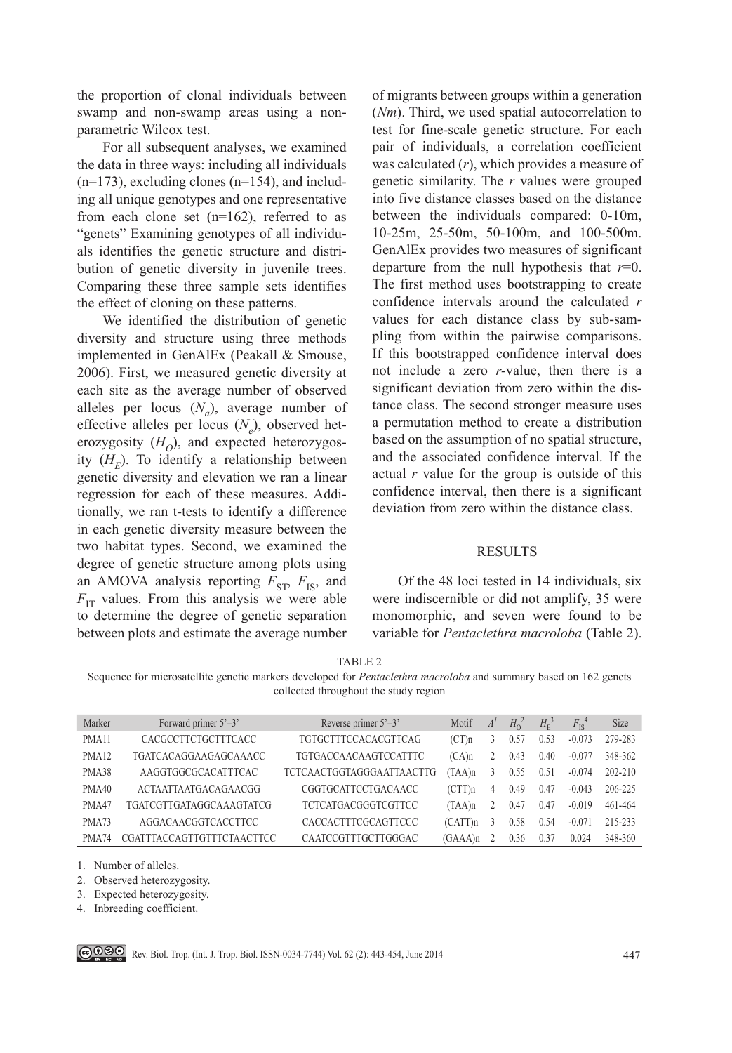the proportion of clonal individuals between swamp and non-swamp areas using a non-parametric Wilcox test.

For all subsequent analyses, we examined the data in three ways: including all individuals (n=173), excluding clones (n=154), and including all unique genotypes and one representative from each clone set (n=162), referred to as "genets" Examining genotypes of all individuals identifies the genetic structure and distribution of genetic diversity in juvenile trees. Comparing these three sample sets identifies the effect of cloning on these patterns.

We identified the distribution of genetic diversity and structure using three methods implemented in GenAlEx (Peakall & Smouse, 2006). First, we measured genetic diversity at each site as the average number of observed alleles per locus ($N_a$), average number of effective alleles per locus ($N_e$), observed heterozygosity ($H_O$), and expected heterozygosity ($H_E$). To identify a relationship between genetic diversity and elevation we ran a linear regression for each of these measures. Additionally, we ran t-tests to identify a difference in each genetic diversity measure between the two habitat types. Second, we examined the degree of genetic structure among plots using an AMOVA analysis reporting $F_{ST}$, $F_{IS}$, and $F_{IT}$ values. From this analysis we were able to determine the degree of genetic separation between plots and estimate the average number of migrants between groups within a generation (*Nm*). Third, we used spatial autocorrelation to test for fine-scale genetic structure. For each pair of individuals, a correlation coefficient was calculated (*r*), which provides a measure of genetic similarity. The *r* values were grouped into five distance classes based on the distance between the individuals compared: 0-10m, 10-25m, 25-50m, 50-100m, and 100-500m. GenAlEx provides two measures of significant departure from the null hypothesis that $r$=0. The first method uses bootstrapping to create confidence intervals around the calculated *r* values for each distance class by sub-sampling from within the pairwise comparisons. If this bootstrapped confidence interval does not include a zero *r*-value, then there is a significant deviation from zero within the distance class. The second stronger measure uses a permutation method to create a distribution based on the assumption of no spatial structure, and the associated confidence interval. If the actual *r* value for the group is outside of this confidence interval, then there is a significant deviation from zero within the distance class.

## RESULTS

Of the 48 loci tested in 14 individuals, six were indiscernible or did not amplify, 35 were monomorphic, and seven were found to be variable for *Pentaclethra macroloba* (Table 2).

TABLE 2

Sequence for microsatellite genetic markers developed for *Pentaclethra macroloba* and summary based on 162 genets collected throughout the study region

| Marker | Forward primer 5'–3' | Reverse primer 5'–3' | Motif | $A^1$ | $H_O^2$ | $H_E^3$ | $F_{IS}^4$ | Size |
|---|---|---|---|---|---|---|---|---|
| PMA11 | CACGCCTTCTGCTTTCACC | TGTGCTTTCCACACGTTCAG | (CT)n | 3 | 0.57 | 0.53 | -0.073 | 279-283 |
| PMA12 | TGATCACAGGAAGAGCAAACC | TGTGACCAACAAGTCCATTTC | (CA)n | 2 | 0.43 | 0.40 | -0.077 | 348-362 |
| PMA38 | AAGGTGGCGCACATTTCAC | TCTCAACTGGTAGGGAATTAACTG | (TAA)n | 3 | 0.55 | 0.51 | -0.074 | 202-210 |
| PMA40 | ACTAATTAATGACAGAACGG | CGGTGCATTCCTGACAACC | (CTT)n | 4 | 0.49 | 0.47 | -0.043 | 206-225 |
| PMA47 | TGATCGTTGATAGGCAAAGTATCG | TCTCATGACGGGTCGTTCC | (TAA)n | 2 | 0.47 | 0.47 | -0.019 | 461-464 |
| PMA73 | AGGACAACGGTCACCTTCC | CACCACTTTCGCAGTTCCC | (CATT)n | 3 | 0.58 | 0.54 | -0.071 | 215-233 |
| PMA74 | CGATTTACCAGTTGTTTCTAACTTCC | CAATCCGTTTGCTTGGGAC | (GAAA)n | 2 | 0.36 | 0.37 | 0.024 | 348-360 |

1. Number of alleles.
2. Observed heterozygosity.
3. Expected heterozygosity.
4. Inbreeding coefficient.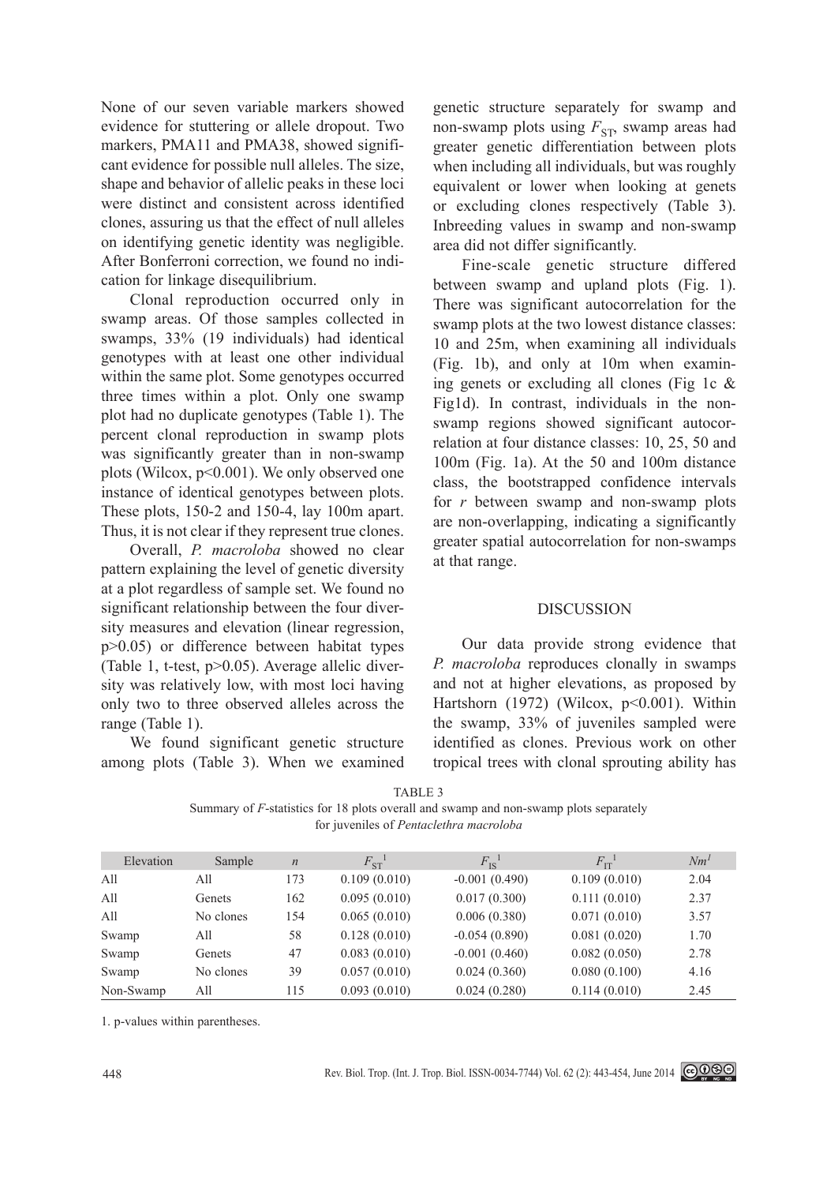None of our seven variable markers showed evidence for stuttering or allele dropout. Two markers, PMA11 and PMA38, showed significant evidence for possible null alleles. The size, shape and behavior of allelic peaks in these loci were distinct and consistent across identified clones, assuring us that the effect of null alleles on identifying genetic identity was negligible. After Bonferroni correction, we found no indication for linkage disequilibrium.

Clonal reproduction occurred only in swamp areas. Of those samples collected in swamps, 33% (19 individuals) had identical genotypes with at least one other individual within the same plot. Some genotypes occurred three times within a plot. Only one swamp plot had no duplicate genotypes (Table 1). The percent clonal reproduction in swamp plots was significantly greater than in non-swamp plots (Wilcox, $p<0.001$). We only observed one instance of identical genotypes between plots. These plots, 150-2 and 150-4, lay 100m apart. Thus, it is not clear if they represent true clones.

Overall, *P. macroloba* showed no clear pattern explaining the level of genetic diversity at a plot regardless of sample set. We found no significant relationship between the four diversity measures and elevation (linear regression, $p>0.05$) or difference between habitat types (Table 1, t-test, $p>0.05$). Average allelic diversity was relatively low, with most loci having only two to three observed alleles across the range (Table 1).

We found significant genetic structure among plots (Table 3). When we examined genetic structure separately for swamp and non-swamp plots using $F_{ST}$, swamp areas had greater genetic differentiation between plots when including all individuals, but was roughly equivalent or lower when looking at genets or excluding clones respectively (Table 3). Inbreeding values in swamp and non-swamp area did not differ significantly.

Fine-scale genetic structure differed between swamp and upland plots (Fig. 1). There was significant autocorrelation for the swamp plots at the two lowest distance classes: 10 and 25m, when examining all individuals (Fig. 1b), and only at 10m when examining genets or excluding all clones (Fig 1c & Fig1d). In contrast, individuals in the non-swamp regions showed significant autocorrelation at four distance classes: 10, 25, 50 and 100m (Fig. 1a). At the 50 and 100m distance class, the bootstrapped confidence intervals for *r* between swamp and non-swamp plots are non-overlapping, indicating a significantly greater spatial autocorrelation for non-swamps at that range.

## DISCUSSION

Our data provide strong evidence that *P. macroloba* reproduces clonally in swamps and not at higher elevations, as proposed by Hartshorn (1972) (Wilcox, $p<0.001$). Within the swamp, 33% of juveniles sampled were identified as clones. Previous work on other tropical trees with clonal sprouting ability has

TABLE 3
Summary of *F*-statistics for 18 plots overall and swamp and non-swamp plots separately for juveniles of *Pentaclethra macroloba*

| Elevation | Sample | *n* | $F_{ST}$[1] | $F_{IS}$[1] | $F_{IT}$[1] | $Nm$[1] |
|---|---|---|---|---|---|---|
| All | All | 173 | 0.109 (0.010) | -0.001 (0.490) | 0.109 (0.010) | 2.04 |
| All | Genets | 162 | 0.095 (0.010) | 0.017 (0.300) | 0.111 (0.010) | 2.37 |
| All | No clones | 154 | 0.065 (0.010) | 0.006 (0.380) | 0.071 (0.010) | 3.57 |
| Swamp | All | 58 | 0.128 (0.010) | -0.054 (0.890) | 0.081 (0.020) | 1.70 |
| Swamp | Genets | 47 | 0.083 (0.010) | -0.001 (0.460) | 0.082 (0.050) | 2.78 |
| Swamp | No clones | 39 | 0.057 (0.010) | 0.024 (0.360) | 0.080 (0.100) | 4.16 |
| Non-Swamp | All | 115 | 0.093 (0.010) | 0.024 (0.280) | 0.114 (0.010) | 2.45 |

1. p-values within parentheses.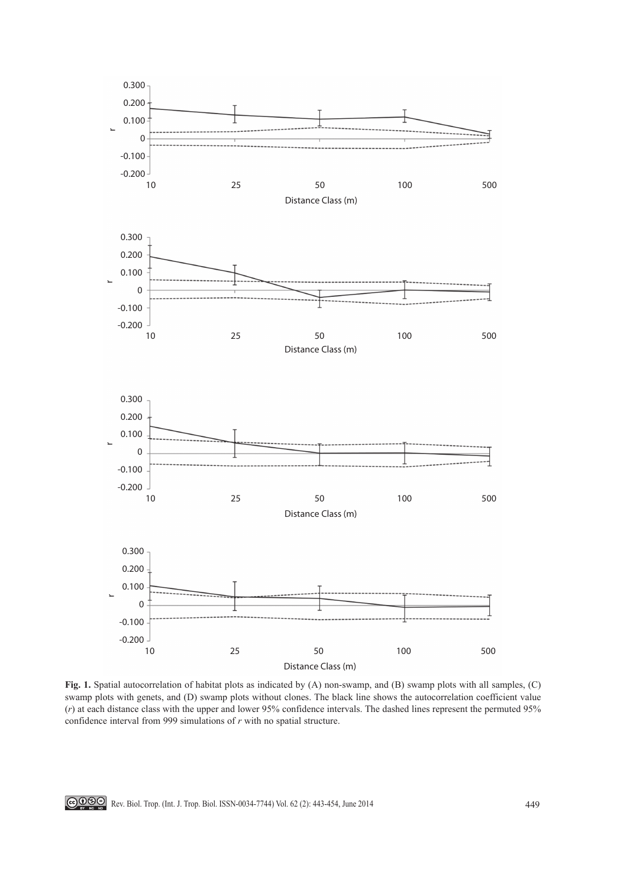**Fig. 1.** Spatial autocorrelation of habitat plots as indicated by (A) non-swamp, and (B) swamp plots with all samples, (C) swamp plots with genets, and (D) swamp plots without clones. The black line shows the autocorrelation coefficient value ($r$) at each distance class with the upper and lower 95% confidence intervals. The dashed lines represent the permuted 95% confidence interval from 999 simulations of $r$ with no spatial structure.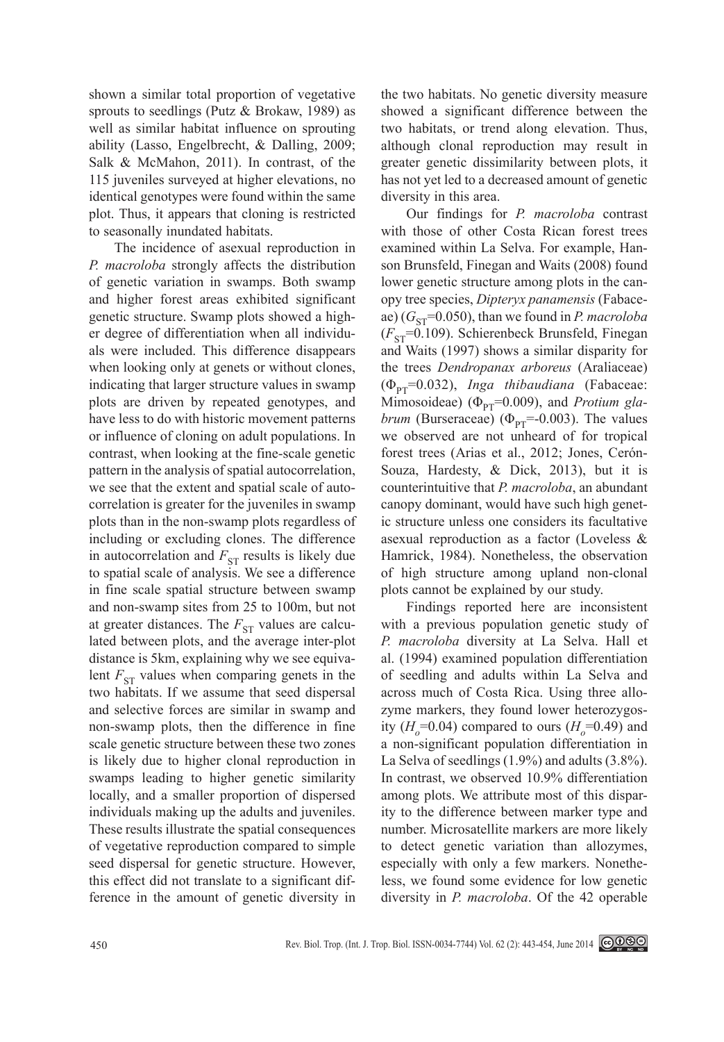shown a similar total proportion of vegetative sprouts to seedlings (Putz & Brokaw, 1989) as well as similar habitat influence on sprouting ability (Lasso, Engelbrecht, & Dalling, 2009; Salk & McMahon, 2011). In contrast, of the 115 juveniles surveyed at higher elevations, no identical genotypes were found within the same plot. Thus, it appears that cloning is restricted to seasonally inundated habitats.

The incidence of asexual reproduction in *P. macroloba* strongly affects the distribution of genetic variation in swamps. Both swamp and higher forest areas exhibited significant genetic structure. Swamp plots showed a higher degree of differentiation when all individuals were included. This difference disappears when looking only at genets or without clones, indicating that larger structure values in swamp plots are driven by repeated genotypes, and have less to do with historic movement patterns or influence of cloning on adult populations. In contrast, when looking at the fine-scale genetic pattern in the analysis of spatial autocorrelation, we see that the extent and spatial scale of autocorrelation is greater for the juveniles in swamp plots than in the non-swamp plots regardless of including or excluding clones. The difference in autocorrelation and $F_{ST}$ results is likely due to spatial scale of analysis. We see a difference in fine scale spatial structure between swamp and non-swamp sites from 25 to 100m, but not at greater distances. The $F_{ST}$ values are calculated between plots, and the average inter-plot distance is 5km, explaining why we see equivalent $F_{ST}$ values when comparing genets in the two habitats. If we assume that seed dispersal and selective forces are similar in swamp and non-swamp plots, then the difference in fine scale genetic structure between these two zones is likely due to higher clonal reproduction in swamps leading to higher genetic similarity locally, and a smaller proportion of dispersed individuals making up the adults and juveniles. These results illustrate the spatial consequences of vegetative reproduction compared to simple seed dispersal for genetic structure. However, this effect did not translate to a significant difference in the amount of genetic diversity in the two habitats. No genetic diversity measure showed a significant difference between the two habitats, or trend along elevation. Thus, although clonal reproduction may result in greater genetic dissimilarity between plots, it has not yet led to a decreased amount of genetic diversity in this area.

Our findings for *P. macroloba* contrast with those of other Costa Rican forest trees examined within La Selva. For example, Hanson Brunsfeld, Finegan and Waits (2008) found lower genetic structure among plots in the canopy tree species, *Dipteryx panamensis* (Fabaceae) ($G_{ST}$=0.050), than we found in *P. macroloba* ($F_{ST}$=0.109). Schierenbeck Brunsfeld, Finegan and Waits (1997) shows a similar disparity for the trees *Dendropanax arboreus* (Araliaceae) ($\Phi_{PT}$=0.032), *Inga thibaudiana* (Fabaceae: Mimosoideae) ($\Phi_{PT}$=0.009), and *Protium glabrum* (Burseraceae) ($\Phi_{PT}$=-0.003). The values we observed are not unheard of for tropical forest trees (Arias et al., 2012; Jones, Cerón-Souza, Hardesty, & Dick, 2013), but it is counterintuitive that *P. macroloba*, an abundant canopy dominant, would have such high genetic structure unless one considers its facultative asexual reproduction as a factor (Loveless & Hamrick, 1984). Nonetheless, the observation of high structure among upland non-clonal plots cannot be explained by our study.

Findings reported here are inconsistent with a previous population genetic study of *P. macroloba* diversity at La Selva. Hall et al. (1994) examined population differentiation of seedling and adults within La Selva and across much of Costa Rica. Using three allozyme markers, they found lower heterozygosity ($H_o$=0.04) compared to ours ($H_o$=0.49) and a non-significant population differentiation in La Selva of seedlings (1.9%) and adults (3.8%). In contrast, we observed 10.9% differentiation among plots. We attribute most of this disparity to the difference between marker type and number. Microsatellite markers are more likely to detect genetic variation than allozymes, especially with only a few markers. Nonetheless, we found some evidence for low genetic diversity in *P. macroloba*. Of the 42 operable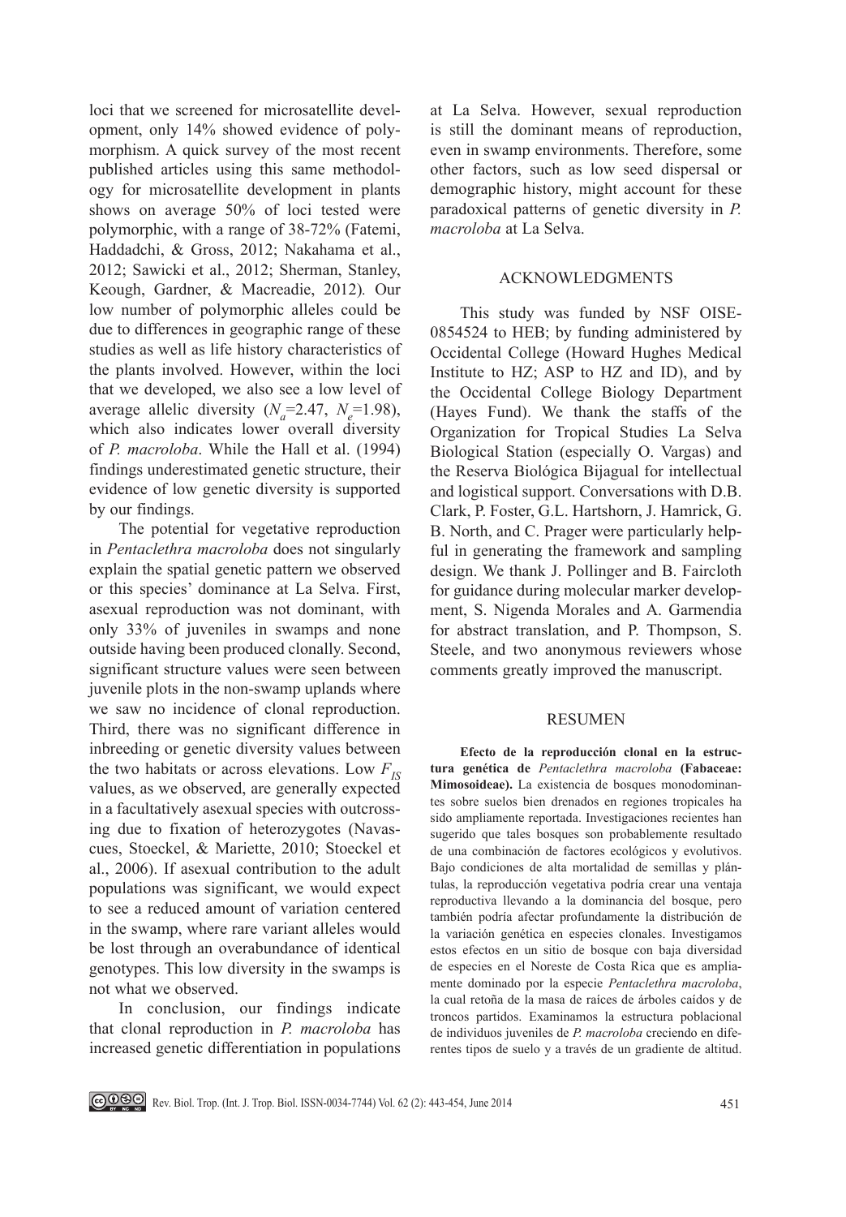loci that we screened for microsatellite development, only 14% showed evidence of polymorphism. A quick survey of the most recent published articles using this same methodology for microsatellite development in plants shows on average 50% of loci tested were polymorphic, with a range of 38-72% (Fatemi, Haddadchi, & Gross, 2012; Nakahama et al., 2012; Sawicki et al., 2012; Sherman, Stanley, Keough, Gardner, & Macreadie, 2012). Our low number of polymorphic alleles could be due to differences in geographic range of these studies as well as life history characteristics of the plants involved. However, within the loci that we developed, we also see a low level of average allelic diversity ($N_a$=2.47, $N_e$=1.98), which also indicates lower overall diversity of *P. macroloba*. While the Hall et al. (1994) findings underestimated genetic structure, their evidence of low genetic diversity is supported by our findings.

The potential for vegetative reproduction in *Pentaclethra macroloba* does not singularly explain the spatial genetic pattern we observed or this species' dominance at La Selva. First, asexual reproduction was not dominant, with only 33% of juveniles in swamps and none outside having been produced clonally. Second, significant structure values were seen between juvenile plots in the non-swamp uplands where we saw no incidence of clonal reproduction. Third, there was no significant difference in inbreeding or genetic diversity values between the two habitats or across elevations. Low $F_{IS}$ values, as we observed, are generally expected in a facultatively asexual species with outcrossing due to fixation of heterozygotes (Navascues, Stoeckel, & Mariette, 2010; Stoeckel et al., 2006). If asexual contribution to the adult populations was significant, we would expect to see a reduced amount of variation centered in the swamp, where rare variant alleles would be lost through an overabundance of identical genotypes. This low diversity in the swamps is not what we observed.

In conclusion, our findings indicate that clonal reproduction in *P. macroloba* has increased genetic differentiation in populations at La Selva. However, sexual reproduction is still the dominant means of reproduction, even in swamp environments. Therefore, some other factors, such as low seed dispersal or demographic history, might account for these paradoxical patterns of genetic diversity in *P. macroloba* at La Selva.

## ACKNOWLEDGMENTS

This study was funded by NSF OISE-0854524 to HEB; by funding administered by Occidental College (Howard Hughes Medical Institute to HZ; ASP to HZ and ID), and by the Occidental College Biology Department (Hayes Fund). We thank the staffs of the Organization for Tropical Studies La Selva Biological Station (especially O. Vargas) and the Reserva Biológica Bijagual for intellectual and logistical support. Conversations with D.B. Clark, P. Foster, G.L. Hartshorn, J. Hamrick, G. B. North, and C. Prager were particularly helpful in generating the framework and sampling design. We thank J. Pollinger and B. Faircloth for guidance during molecular marker development, S. Nigenda Morales and A. Garmendia for abstract translation, and P. Thompson, S. Steele, and two anonymous reviewers whose comments greatly improved the manuscript.

## RESUMEN

**Efecto de la reproducción clonal en la estructura genética de *Pentaclethra macroloba* (Fabaceae: Mimosoideae).** La existencia de bosques monodominantes sobre suelos bien drenados en regiones tropicales ha sido ampliamente reportada. Investigaciones recientes han sugerido que tales bosques son probablemente resultado de una combinación de factores ecológicos y evolutivos. Bajo condiciones de alta mortalidad de semillas y plántulas, la reproducción vegetativa podría crear una ventaja reproductiva llevando a la dominancia del bosque, pero también podría afectar profundamente la distribución de la variación genética en especies clonales. Investigamos estos efectos en un sitio de bosque con baja diversidad de especies en el Noreste de Costa Rica que es ampliamente dominado por la especie *Pentaclethra macroloba*, la cual retoña de la masa de raíces de árboles caídos y de troncos partidos. Examinamos la estructura poblacional de individuos juveniles de *P. macroloba* creciendo en diferentes tipos de suelo y a través de un gradiente de altitud.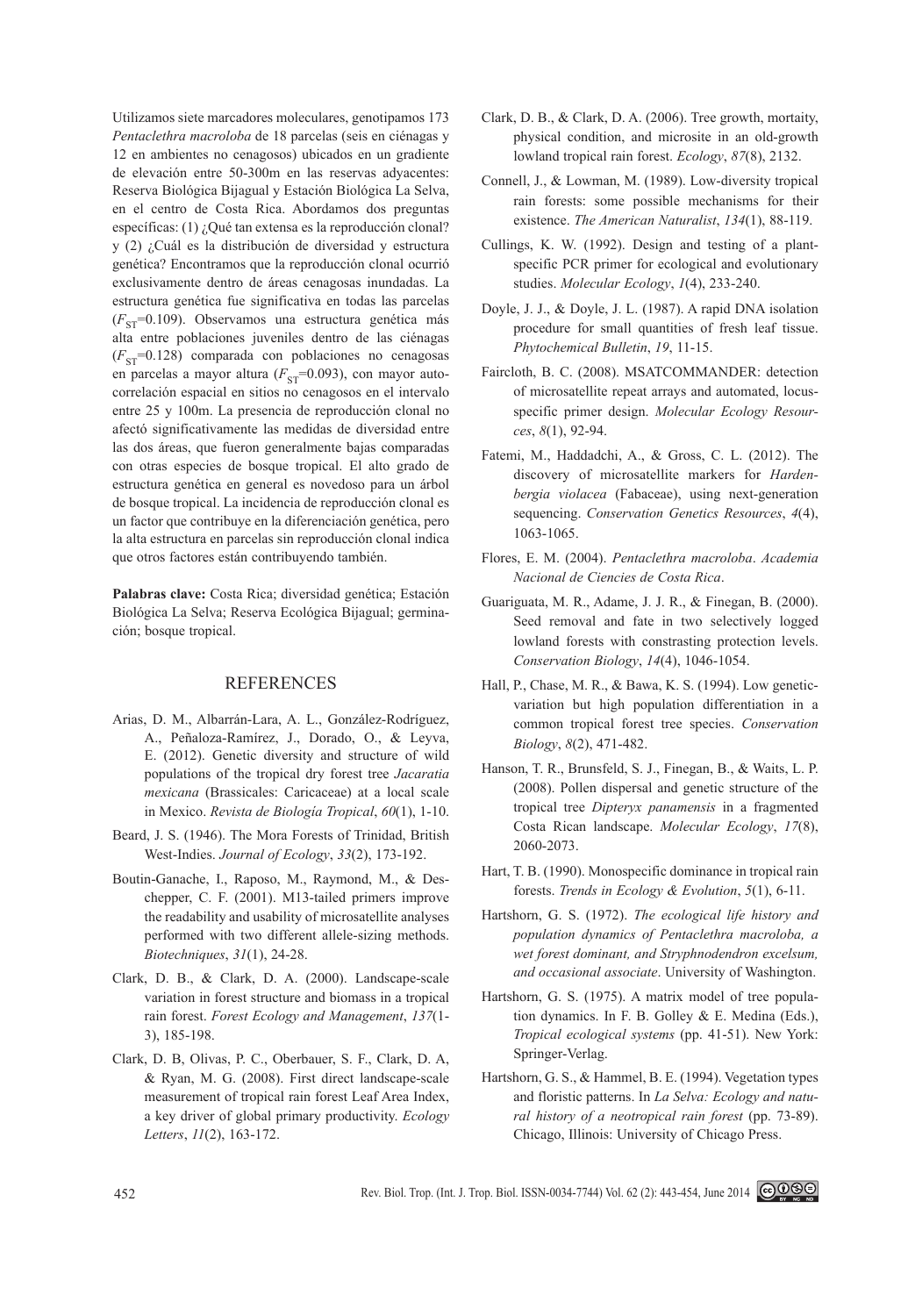Utilizamos siete marcadores moleculares, genotipamos 173 *Pentaclethra macroloba* de 18 parcelas (seis en ciénagas y 12 en ambientes no cenagosos) ubicados en un gradiente de elevación entre 50-300m en las reservas adyacentes: Reserva Biológica Bijagual y Estación Biológica La Selva, en el centro de Costa Rica. Abordamos dos preguntas específicas: (1) ¿Qué tan extensa es la reproducción clonal? y (2) ¿Cuál es la distribución de diversidad y estructura genética? Encontramos que la reproducción clonal ocurrió exclusivamente dentro de áreas cenagosas inundadas. La estructura genética fue significativa en todas las parcelas ($F_{ST}$=0.109). Observamos una estructura genética más alta entre poblaciones juveniles dentro de las ciénagas ($F_{ST}$=0.128) comparada con poblaciones no cenagosas en parcelas a mayor altura ($F_{ST}$=0.093), con mayor autocorrelación espacial en sitios no cenagosos en el intervalo entre 25 y 100m. La presencia de reproducción clonal no afectó significativamente las medidas de diversidad entre las dos áreas, que fueron generalmente bajas comparadas con otras especies de bosque tropical. El alto grado de estructura genética en general es novedoso para un árbol de bosque tropical. La incidencia de reproducción clonal es un factor que contribuye en la diferenciación genética, pero la alta estructura en parcelas sin reproducción clonal indica que otros factores están contribuyendo también.

**Palabras clave:** Costa Rica; diversidad genética; Estación Biológica La Selva; Reserva Ecológica Bijagual; germinación; bosque tropical.

## REFERENCES

Arias, D. M., Albarrán-Lara, A. L., González-Rodríguez, A., Peñaloza-Ramírez, J., Dorado, O., & Leyva, E. (2012). Genetic diversity and structure of wild populations of the tropical dry forest tree *Jacaratia mexicana* (Brassicales: Caricaceae) at a local scale in Mexico. *Revista de Biología Tropical*, *60*(1), 1-10.

Beard, J. S. (1946). The Mora Forests of Trinidad, British West-Indies. *Journal of Ecology*, *33*(2), 173-192.

Boutin-Ganache, I., Raposo, M., Raymond, M., & Deschepper, C. F. (2001). M13-tailed primers improve the readability and usability of microsatellite analyses performed with two different allele-sizing methods. *Biotechniques*, *31*(1), 24-28.

Clark, D. B., & Clark, D. A. (2000). Landscape-scale variation in forest structure and biomass in a tropical rain forest. *Forest Ecology and Management*, *137*(1-3), 185-198.

Clark, D. B, Olivas, P. C., Oberbauer, S. F., Clark, D. A, & Ryan, M. G. (2008). First direct landscape-scale measurement of tropical rain forest Leaf Area Index, a key driver of global primary productivity. *Ecology Letters*, *11*(2), 163-172.

Clark, D. B., & Clark, D. A. (2006). Tree growth, mortaity, physical condition, and microsite in an old-growth lowland tropical rain forest. *Ecology*, *87*(8), 2132.

Connell, J., & Lowman, M. (1989). Low-diversity tropical rain forests: some possible mechanisms for their existence. *The American Naturalist*, *134*(1), 88-119.

Cullings, K. W. (1992). Design and testing of a plant-specific PCR primer for ecological and evolutionary studies. *Molecular Ecology*, *1*(4), 233-240.

Doyle, J. J., & Doyle, J. L. (1987). A rapid DNA isolation procedure for small quantities of fresh leaf tissue. *Phytochemical Bulletin*, *19*, 11-15.

Faircloth, B. C. (2008). MSATCOMMANDER: detection of microsatellite repeat arrays and automated, locus-specific primer design. *Molecular Ecology Resources*, *8*(1), 92-94.

Fatemi, M., Haddadchi, A., & Gross, C. L. (2012). The discovery of microsatellite markers for *Hardenbergia violacea* (Fabaceae), using next-generation sequencing. *Conservation Genetics Resources*, *4*(4), 1063-1065.

Flores, E. M. (2004). *Pentaclethra macroloba*. *Academia Nacional de Ciencies de Costa Rica*.

Guariguata, M. R., Adame, J. J. R., & Finegan, B. (2000). Seed removal and fate in two selectively logged lowland forests with constrasting protection levels. *Conservation Biology*, *14*(4), 1046-1054.

Hall, P., Chase, M. R., & Bawa, K. S. (1994). Low genetic-variation but high population differentiation in a common tropical forest tree species. *Conservation Biology*, *8*(2), 471-482.

Hanson, T. R., Brunsfeld, S. J., Finegan, B., & Waits, L. P. (2008). Pollen dispersal and genetic structure of the tropical tree *Dipteryx panamensis* in a fragmented Costa Rican landscape. *Molecular Ecology*, *17*(8), 2060-2073.

Hart, T. B. (1990). Monospecific dominance in tropical rain forests. *Trends in Ecology & Evolution*, *5*(1), 6-11.

Hartshorn, G. S. (1972). *The ecological life history and population dynamics of Pentaclethra macroloba, a wet forest dominant, and Stryphnodendron excelsum, and occasional associate*. University of Washington.

Hartshorn, G. S. (1975). A matrix model of tree population dynamics. In F. B. Golley & E. Medina (Eds.), *Tropical ecological systems* (pp. 41-51). New York: Springer-Verlag.

Hartshorn, G. S., & Hammel, B. E. (1994). Vegetation types and floristic patterns. In *La Selva: Ecology and natural history of a neotropical rain forest* (pp. 73-89). Chicago, Illinois: University of Chicago Press.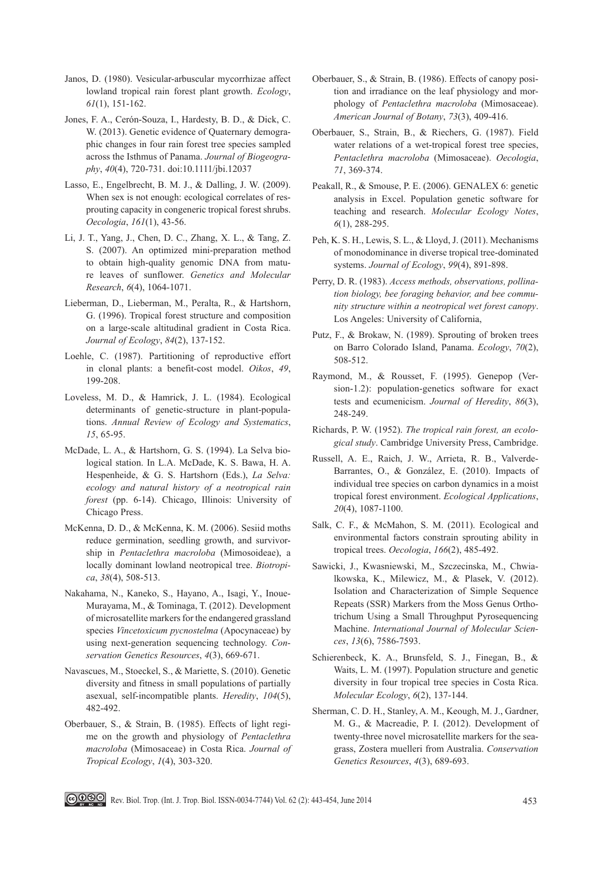Janos, D. (1980). Vesicular-arbuscular mycorrhizae affect lowland tropical rain forest plant growth. *Ecology*, *61*(1), 151-162.

Jones, F. A., Cerón-Souza, I., Hardesty, B. D., & Dick, C. W. (2013). Genetic evidence of Quaternary demographic changes in four rain forest tree species sampled across the Isthmus of Panama. *Journal of Biogeography*, *40*(4), 720-731. doi:10.1111/jbi.12037

Lasso, E., Engelbrecht, B. M. J., & Dalling, J. W. (2009). When sex is not enough: ecological correlates of resprouting capacity in congeneric tropical forest shrubs. *Oecologia*, *161*(1), 43-56.

Li, J. T., Yang, J., Chen, D. C., Zhang, X. L., & Tang, Z. S. (2007). An optimized mini-preparation method to obtain high-quality genomic DNA from mature leaves of sunflower. *Genetics and Molecular Research*, *6*(4), 1064-1071.

Lieberman, D., Lieberman, M., Peralta, R., & Hartshorn, G. (1996). Tropical forest structure and composition on a large-scale altitudinal gradient in Costa Rica. *Journal of Ecology*, *84*(2), 137-152.

Loehle, C. (1987). Partitioning of reproductive effort in clonal plants: a benefit-cost model. *Oikos*, *49*, 199-208.

Loveless, M. D., & Hamrick, J. L. (1984). Ecological determinants of genetic-structure in plant-populations. *Annual Review of Ecology and Systematics*, *15*, 65-95.

McDade, L. A., & Hartshorn, G. S. (1994). La Selva biological station. In L.A. McDade, K. S. Bawa, H. A. Hespenheide, & G. S. Hartshorn (Eds.), *La Selva: ecology and natural history of a neotropical rain forest* (pp. 6-14). Chicago, Illinois: University of Chicago Press.

McKenna, D. D., & McKenna, K. M. (2006). Sesiid moths reduce germination, seedling growth, and survivorship in *Pentaclethra macroloba* (Mimosoideae), a locally dominant lowland neotropical tree. *Biotropica*, *38*(4), 508-513.

Nakahama, N., Kaneko, S., Hayano, A., Isagi, Y., Inoue-Murayama, M., & Tominaga, T. (2012). Development of microsatellite markers for the endangered grassland species *Vincetoxicum pycnostelma* (Apocynaceae) by using next-generation sequencing technology. *Conservation Genetics Resources*, *4*(3), 669-671.

Navascues, M., Stoeckel, S., & Mariette, S. (2010). Genetic diversity and fitness in small populations of partially asexual, self-incompatible plants. *Heredity*, *104*(5), 482-492.

Oberbauer, S., & Strain, B. (1985). Effects of light regime on the growth and physiology of *Pentaclethra macroloba* (Mimosaceae) in Costa Rica. *Journal of Tropical Ecology*, *1*(4), 303-320.

Oberbauer, S., & Strain, B. (1986). Effects of canopy position and irradiance on the leaf physiology and morphology of *Pentaclethra macroloba* (Mimosaceae). *American Journal of Botany*, *73*(3), 409-416.

Oberbauer, S., Strain, B., & Riechers, G. (1987). Field water relations of a wet-tropical forest tree species, *Pentaclethra macroloba* (Mimosaceae). *Oecologia*, *71*, 369-374.

Peakall, R., & Smouse, P. E. (2006). GENALEX 6: genetic analysis in Excel. Population genetic software for teaching and research. *Molecular Ecology Notes*, *6*(1), 288-295.

Peh, K. S. H., Lewis, S. L., & Lloyd, J. (2011). Mechanisms of monodominance in diverse tropical tree-dominated systems. *Journal of Ecology*, *99*(4), 891-898.

Perry, D. R. (1983). *Access methods, observations, pollination biology, bee foraging behavior, and bee community structure within a neotropical wet forest canopy*. Los Angeles: University of California,

Putz, F., & Brokaw, N. (1989). Sprouting of broken trees on Barro Colorado Island, Panama. *Ecology*, *70*(2), 508-512.

Raymond, M., & Rousset, F. (1995). Genepop (Version-1.2): population-genetics software for exact tests and ecumenicism. *Journal of Heredity*, *86*(3), 248-249.

Richards, P. W. (1952). *The tropical rain forest, an ecological study*. Cambridge University Press, Cambridge.

Russell, A. E., Raich, J. W., Arrieta, R. B., Valverde-Barrantes, O., & González, E. (2010). Impacts of individual tree species on carbon dynamics in a moist tropical forest environment. *Ecological Applications*, *20*(4), 1087-1100.

Salk, C. F., & McMahon, S. M. (2011). Ecological and environmental factors constrain sprouting ability in tropical trees. *Oecologia*, *166*(2), 485-492.

Sawicki, J., Kwasniewski, M., Szczecinska, M., Chwialkowska, K., Milewicz, M., & Plasek, V. (2012). Isolation and Characterization of Simple Sequence Repeats (SSR) Markers from the Moss Genus Orthotrichum Using a Small Throughput Pyrosequencing Machine. *International Journal of Molecular Sciences*, *13*(6), 7586-7593.

Schierenbeck, K. A., Brunsfeld, S. J., Finegan, B., & Waits, L. M. (1997). Population structure and genetic diversity in four tropical tree species in Costa Rica. *Molecular Ecology*, *6*(2), 137-144.

Sherman, C. D. H., Stanley, A. M., Keough, M. J., Gardner, M. G., & Macreadie, P. I. (2012). Development of twenty-three novel microsatellite markers for the seagrass, Zostera muelleri from Australia. *Conservation Genetics Resources*, *4*(3), 689-693.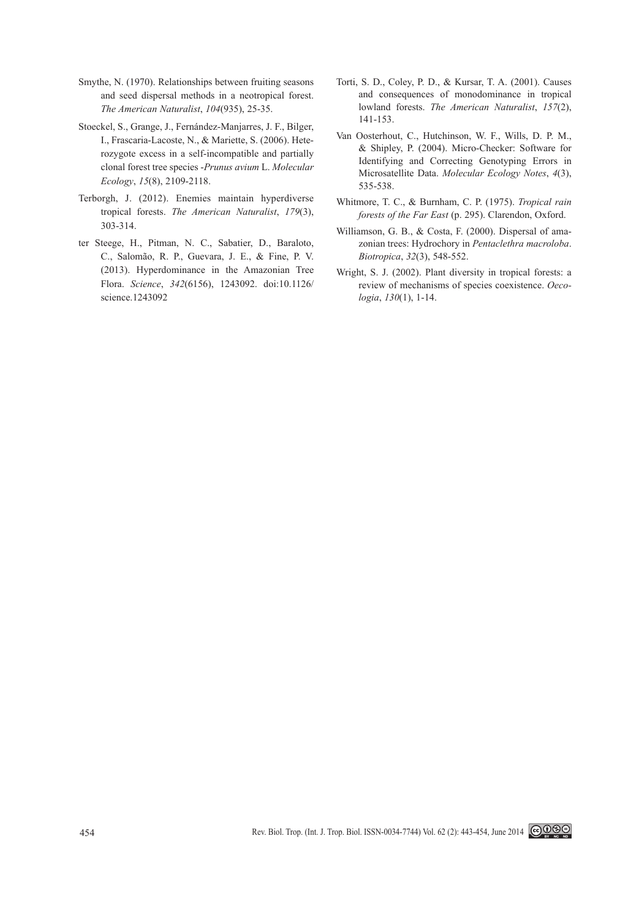Smythe, N. (1970). Relationships between fruiting seasons and seed dispersal methods in a neotropical forest. *The American Naturalist*, *104*(935), 25-35.

Stoeckel, S., Grange, J., Fernández-Manjarres, J. F., Bilger, I., Frascaria-Lacoste, N., & Mariette, S. (2006). Heterozygote excess in a self-incompatible and partially clonal forest tree species -*Prunus avium* L. *Molecular Ecology*, *15*(8), 2109-2118.

Terborgh, J. (2012). Enemies maintain hyperdiverse tropical forests. *The American Naturalist*, *179*(3), 303-314.

ter Steege, H., Pitman, N. C., Sabatier, D., Baraloto, C., Salomão, R. P., Guevara, J. E., & Fine, P. V. (2013). Hyperdominance in the Amazonian Tree Flora. *Science*, *342*(6156), 1243092. doi:10.1126/science.1243092

Torti, S. D., Coley, P. D., & Kursar, T. A. (2001). Causes and consequences of monodominance in tropical lowland forests. *The American Naturalist*, *157*(2), 141-153.

Van Oosterhout, C., Hutchinson, W. F., Wills, D. P. M., & Shipley, P. (2004). Micro-Checker: Software for Identifying and Correcting Genotyping Errors in Microsatellite Data. *Molecular Ecology Notes*, *4*(3), 535-538.

Whitmore, T. C., & Burnham, C. P. (1975). *Tropical rain forests of the Far East* (p. 295). Clarendon, Oxford.

Williamson, G. B., & Costa, F. (2000). Dispersal of amazonian trees: Hydrochory in *Pentaclethra macroloba*. *Biotropica*, *32*(3), 548-552.

Wright, S. J. (2002). Plant diversity in tropical forests: a review of mechanisms of species coexistence. *Oecologia*, *130*(1), 1-14.